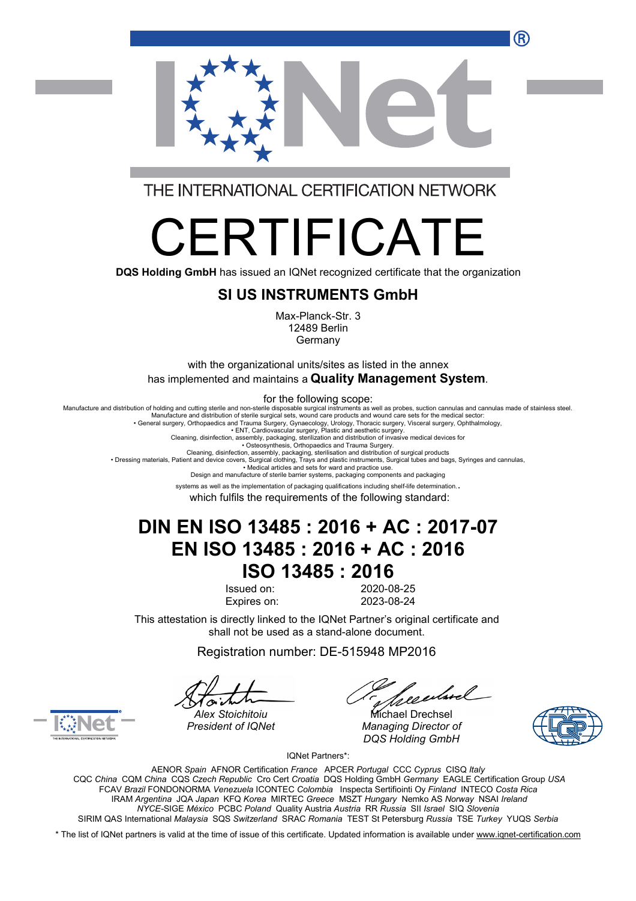THE INTERNATIONAL CERTIFICATION NETWORK

# CERTIFICATE

**DQS Holding GmbH** has issued an IQNet recognized certificate that the organization

## SI US INSTRUMENTS GmbH

Max-Planck-Str. 3
12489 Berlin
Germany

with the organizational units/sites as listed in the annex
has implemented and maintains a **Quality Management System**.

for the following scope:

Manufacture and distribution of holding and cutting sterile and non-sterile disposable surgical instruments as well as probes, suction cannulas and cannulas made of stainless steel.
Manufacture and distribution of sterile surgical sets, wound care products and wound care sets for the medical sector:
• General surgery, Orthopaedics and Trauma Surgery, Gynaecology, Urology, Thoracic surgery, Visceral surgery, Ophthalmology,
• ENT, Cardiovascular surgery, Plastic and aesthetic surgery.
Cleaning, disinfection, assembly, packaging, sterilization and distribution of invasive medical devices for
• Osteosynthesis, Orthopaedics and Trauma Surgery.
Cleaning, disinfection, assembly, packaging, sterilisation and distribution of surgical products
• Dressing materials, Patient and device covers, Surgical clothing, Trays and plastic instruments, Surgical tubes and bags, Syringes and cannulas,
• Medical articles and sets for ward and practice use.
Design and manufacture of sterile barrier systems, packaging components and packaging
systems as well as the implementation of packaging qualifications including shelf-life determination..

which fulfils the requirements of the following standard:

## DIN EN ISO 13485 : 2016 + AC : 2017-07
## EN ISO 13485 : 2016 + AC : 2016
## ISO 13485 : 2016

Issued on: 2020-08-25
Expires on: 2023-08-24

This attestation is directly linked to the IQNet Partner's original certificate and shall not be used as a stand-alone document.

Registration number: DE-515948 MP2016

*Alex Stoichitoiu*
*President of IQNet*

Michael Drechsel
*Managing Director of DQS Holding GmbH*

IQNet Partners*:

AENOR *Spain* AFNOR Certification *France* APCER *Portugal* CCC *Cyprus* CISQ *Italy*
CQC *China* CQM *China* CQS *Czech Republic* Cro Cert *Croatia* DQS Holding GmbH *Germany* EAGLE Certification Group *USA*
FCAV *Brazil* FONDONORMA *Venezuela* ICONTEC *Colombia* Inspecta Sertifiointi Oy *Finland* INTECO *Costa Rica*
IRAM *Argentina* JQA *Japan* KFQ *Korea* MIRTEC *Greece* MSZT *Hungary* Nemko AS *Norway* NSAI *Ireland*
*NYCE*-SIGE *México* PCBC *Poland* Quality Austria *Austria* RR *Russia* SII *Israel* SIQ *Slovenia*
SIRIM QAS International *Malaysia* SQS *Switzerland* SRAC *Romania* TEST St Petersburg *Russia* TSE *Turkey* YUQS *Serbia*

* The list of IQNet partners is valid at the time of issue of this certificate. Updated information is available under www.iqnet-certification.com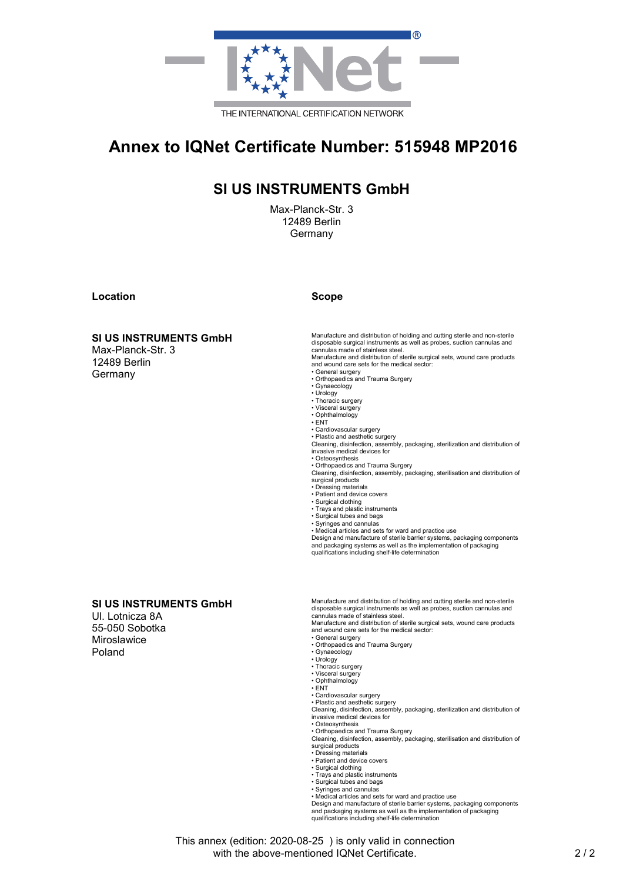THE INTERNATIONAL CERTIFICATION NETWORK

# Annex to IQNet Certificate Number: 515948 MP2016

## SI US INSTRUMENTS GmbH

Max-Planck-Str. 3
12489 Berlin
Germany

| Location | Scope |
|---|---|
| **SI US INSTRUMENTS GmbH**<br>Max-Planck-Str. 3<br>12489 Berlin<br>Germany | Manufacture and distribution of holding and cutting sterile and non-sterile disposable surgical instruments as well as probes, suction cannulas and cannulas made of stainless steel.<br>Manufacture and distribution of sterile surgical sets, wound care products and wound care sets for the medical sector:<br>• General surgery<br>• Orthopaedics and Trauma Surgery<br>• Gynaecology<br>• Urology<br>• Thoracic surgery<br>• Visceral surgery<br>• Ophthalmology<br>• ENT<br>• Cardiovascular surgery<br>• Plastic and aesthetic surgery<br>Cleaning, disinfection, assembly, packaging, sterilization and distribution of invasive medical devices for<br>• Osteosynthesis<br>• Orthopaedics and Trauma Surgery<br>Cleaning, disinfection, assembly, packaging, sterilisation and distribution of surgical products<br>• Dressing materials<br>• Patient and device covers<br>• Surgical clothing<br>• Trays and plastic instruments<br>• Surgical tubes and bags<br>• Syringes and cannulas<br>• Medical articles and sets for ward and practice use<br>Design and manufacture of sterile barrier systems, packaging components and packaging systems as well as the implementation of packaging qualifications including shelf-life determination |
| **SI US INSTRUMENTS GmbH**<br>Ul. Lotnicza 8A<br>55-050 Sobotka<br>Miroslawice<br>Poland | Manufacture and distribution of holding and cutting sterile and non-sterile disposable surgical instruments as well as probes, suction cannulas and cannulas made of stainless steel.<br>Manufacture and distribution of sterile surgical sets, wound care products and wound care sets for the medical sector:<br>• General surgery<br>• Orthopaedics and Trauma Surgery<br>• Gynaecology<br>• Urology<br>• Thoracic surgery<br>• Visceral surgery<br>• Ophthalmology<br>• ENT<br>• Cardiovascular surgery<br>• Plastic and aesthetic surgery<br>Cleaning, disinfection, assembly, packaging, sterilization and distribution of invasive medical devices for<br>• Osteosynthesis<br>• Orthopaedics and Trauma Surgery<br>Cleaning, disinfection, assembly, packaging, sterilisation and distribution of surgical products<br>• Dressing materials<br>• Patient and device covers<br>• Surgical clothing<br>• Trays and plastic instruments<br>• Surgical tubes and bags<br>• Syringes and cannulas<br>• Medical articles and sets for ward and practice use<br>Design and manufacture of sterile barrier systems, packaging components and packaging systems as well as the implementation of packaging qualifications including shelf-life determination |

This annex (edition: 2020-08-25 ) is only valid in connection with the above-mentioned IQNet Certificate.